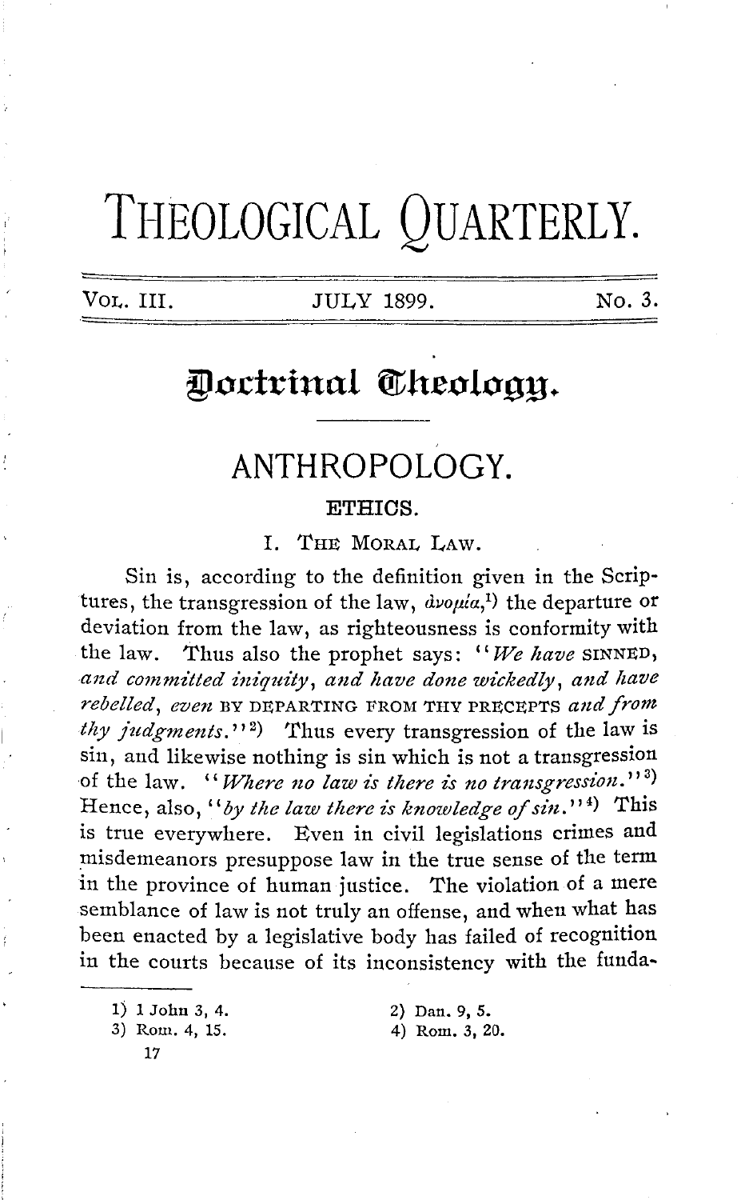# THEOLOGICAL QUARTERLY.

VOL. III. JULY 1899. No. 3.

## Doctrinal Theology.

## ANTHROPOLOGY.

### ETHICS.

#### I. THE MORAL LAW.

Sin is, according to the definition given in the Scriptures, the transgression of the law, ἀνομία,[1] the departure or deviation from the law, as righteousness is conformity with the law. Thus also the prophet says: "*We have* SINNED, *and committed iniquity, and have done wickedly, and have rebelled, even* BY DEPARTING FROM THY PRECEPTS *and from thy judgments.*"[2] Thus every transgression of the law is sin, and likewise nothing is sin which is not a transgression of the law. "*Where no law is there is no transgression.*"[3] Hence, also, "*by the law there is knowledge of sin.*"[4] This is true everywhere. Even in civil legislations crimes and misdemeanors presuppose law in the true sense of the term in the province of human justice. The violation of a mere semblance of law is not truly an offense, and when what has been enacted by a legislative body has failed of recognition in the courts because of its inconsistency with the funda-

---

1) 1 John 3, 4.
2) Dan. 9, 5.
3) Rom. 4, 15.
4) Rom. 3, 20.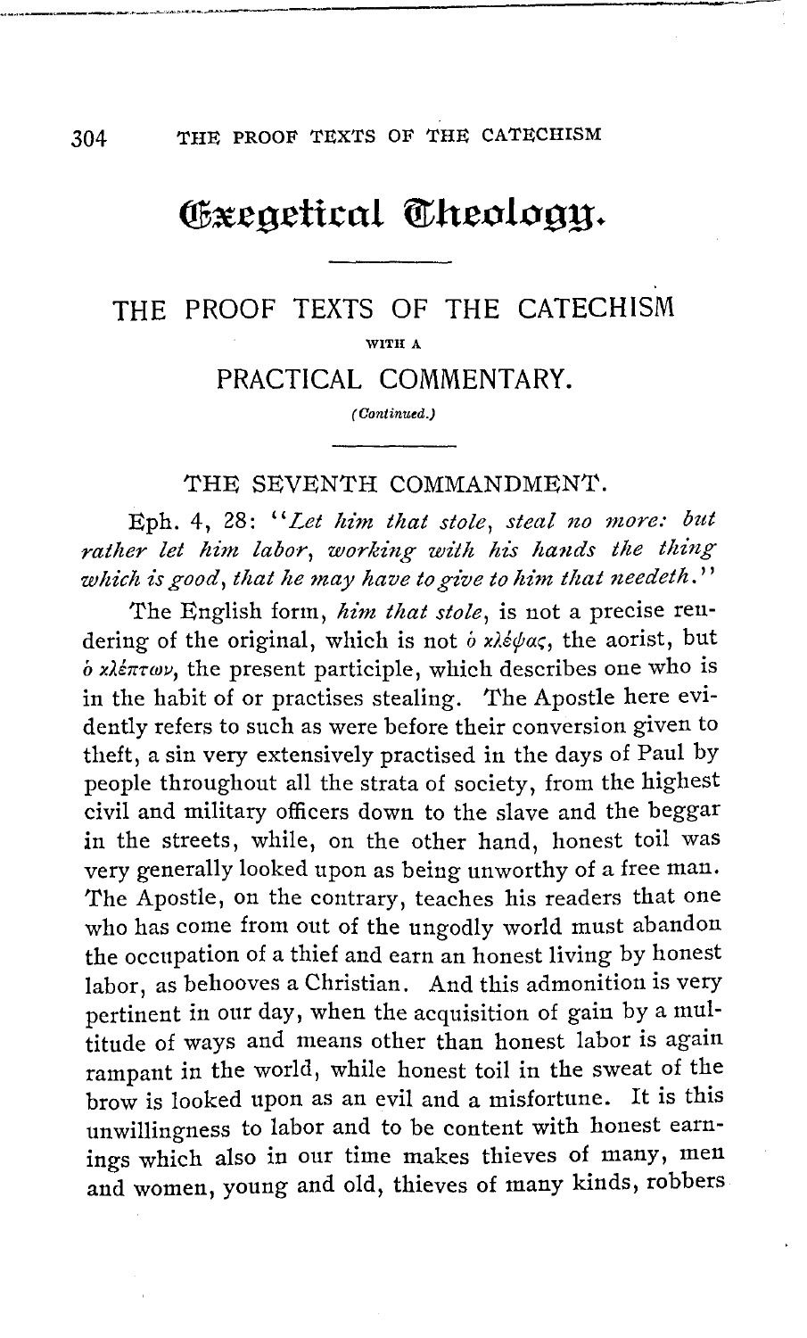# Exegetical Theology.

## THE PROOF TEXTS OF THE CATECHISM

WITH A

## PRACTICAL COMMENTARY.

*(Continued.)*

### THE SEVENTH COMMANDMENT.

Eph. 4, 28: "*Let him that stole, steal no more: but rather let him labor, working with his hands the thing which is good, that he may have to give to him that needeth.*"

The English form, *him that stole*, is not a precise rendering of the original, which is not ὁ κλέψας, the aorist, but ὁ κλέπτων, the present participle, which describes one who is in the habit of or practises stealing. The Apostle here evidently refers to such as were before their conversion given to theft, a sin very extensively practised in the days of Paul by people throughout all the strata of society, from the highest civil and military officers down to the slave and the beggar in the streets, while, on the other hand, honest toil was very generally looked upon as being unworthy of a free man. The Apostle, on the contrary, teaches his readers that one who has come from out of the ungodly world must abandon the occupation of a thief and earn an honest living by honest labor, as behooves a Christian. And this admonition is very pertinent in our day, when the acquisition of gain by a multitude of ways and means other than honest labor is again rampant in the world, while honest toil in the sweat of the brow is looked upon as an evil and a misfortune. It is this unwillingness to labor and to be content with honest earnings which also in our time makes thieves of many, men and women, young and old, thieves of many kinds, robbers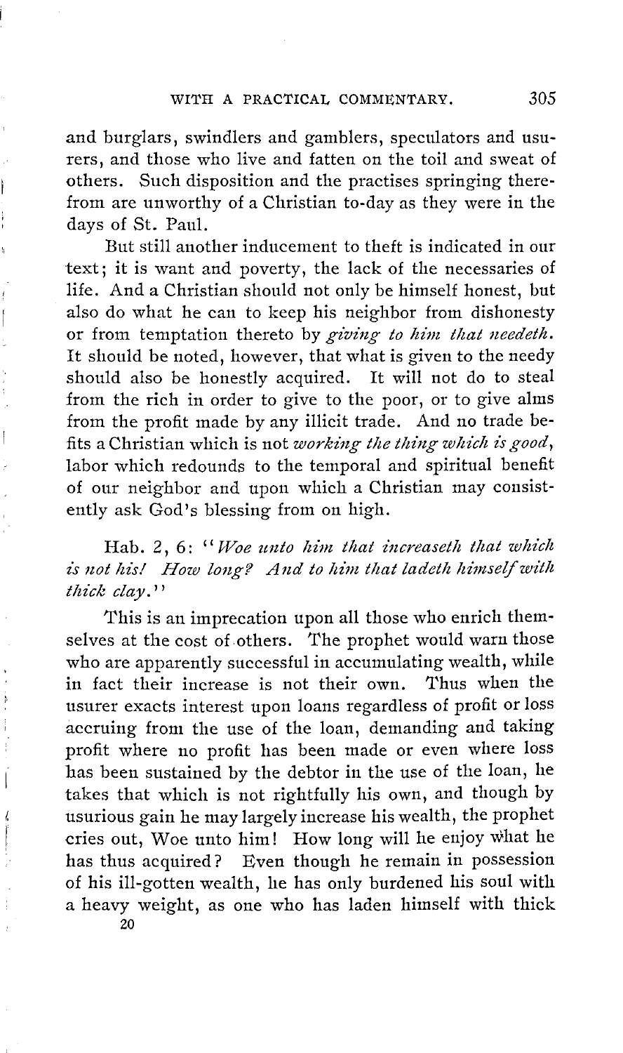and burglars, swindlers and gamblers, speculators and usurers, and those who live and fatten on the toil and sweat of others. Such disposition and the practises springing therefrom are unworthy of a Christian to-day as they were in the days of St. Paul.

But still another inducement to theft is indicated in our text; it is want and poverty, the lack of the necessaries of life. And a Christian should not only be himself honest, but also do what he can to keep his neighbor from dishonesty or from temptation thereto by *giving to him that needeth.* It should be noted, however, that what is given to the needy should also be honestly acquired. It will not do to steal from the rich in order to give to the poor, or to give alms from the profit made by any illicit trade. And no trade befits a Christian which is not *working the thing which is good*, labor which redounds to the temporal and spiritual benefit of our neighbor and upon which a Christian may consistently ask God's blessing from on high.

Hab. 2, 6: "*Woe unto him that increaseth that which is not his! How long? And to him that ladeth himself with thick clay.*"

This is an imprecation upon all those who enrich themselves at the cost of others. The prophet would warn those who are apparently successful in accumulating wealth, while in fact their increase is not their own. Thus when the usurer exacts interest upon loans regardless of profit or loss accruing from the use of the loan, demanding and taking profit where no profit has been made or even where loss has been sustained by the debtor in the use of the loan, he takes that which is not rightfully his own, and though by usurious gain he may largely increase his wealth, the prophet cries out, Woe unto him! How long will he enjoy what he has thus acquired? Even though he remain in possession of his ill-gotten wealth, he has only burdened his soul with a heavy weight, as one who has laden himself with thick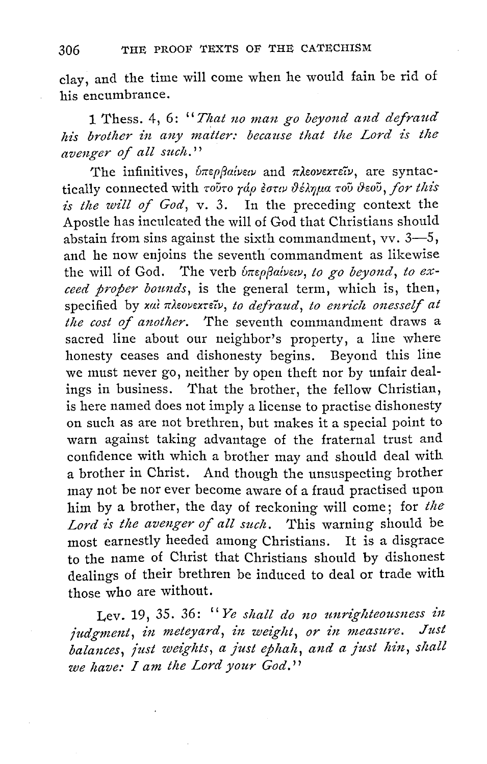clay, and the time will come when he would fain be rid of his encumbrance.

1 Thess. 4, 6: "*That no man go beyond and defraud his brother in any matter: because that the Lord is the avenger of all such.*"

The infinitives, ὑπερβαίνειν and πλεονεκτεῖν, are syntactically connected with τοῦτο γάρ ἐστιν θέλημα τοῦ θεοῦ, *for this is the will of God*, v. 3. In the preceding context the Apostle has inculcated the will of God that Christians should abstain from sins against the sixth commandment, vv. 3—5, and he now enjoins the seventh commandment as likewise the will of God. The verb ὑπερβαίνειν, *to go beyond*, *to exceed proper bounds*, is the general term, which is, then, specified by καὶ πλεονεκτεῖν, *to defraud*, *to enrich onesself at the cost of another*. The seventh commandment draws a sacred line about our neighbor's property, a line where honesty ceases and dishonesty begins. Beyond this line we must never go, neither by open theft nor by unfair dealings in business. That the brother, the fellow Christian, is here named does not imply a license to practise dishonesty on such as are not brethren, but makes it a special point to warn against taking advantage of the fraternal trust and confidence with which a brother may and should deal with a brother in Christ. And though the unsuspecting brother may not be nor ever become aware of a fraud practised upon him by a brother, the day of reckoning will come; for *the Lord is the avenger of all such*. This warning should be most earnestly heeded among Christians. It is a disgrace to the name of Christ that Christians should by dishonest dealings of their brethren be induced to deal or trade with those who are without.

Lev. 19, 35. 36: "*Ye shall do no unrighteousness in judgment, in meteyard, in weight, or in measure. Just balances, just weights, a just ephah, and a just hin, shall we have: I am the Lord your God.*"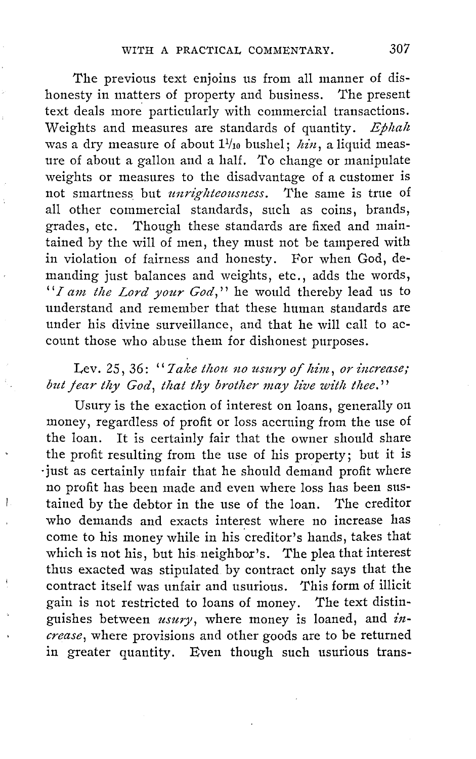The previous text enjoins us from all manner of dishonesty in matters of property and business. The present text deals more particularly with commercial transactions. Weights and measures are standards of quantity. *Ephah* was a dry measure of about $1^1/_{10}$ bushel; *hin*, a liquid measure of about a gallon and a half. To change or manipulate weights or measures to the disadvantage of a customer is not smartness but *unrighteousness*. The same is true of all other commercial standards, such as coins, brands, grades, etc. Though these standards are fixed and maintained by the will of men, they must not be tampered with in violation of fairness and honesty. For when God, demanding just balances and weights, etc., adds the words, "*I am the Lord your God*," he would thereby lead us to understand and remember that these human standards are under his divine surveillance, and that he will call to account those who abuse them for dishonest purposes.

Lev. 25, 36: "*Take thou no usury of him, or increase; but fear thy God, that thy brother may live with thee.*"

Usury is the exaction of interest on loans, generally on money, regardless of profit or loss accruing from the use of the loan. It is certainly fair that the owner should share the profit resulting from the use of his property; but it is just as certainly unfair that he should demand profit where no profit has been made and even where loss has been sustained by the debtor in the use of the loan. The creditor who demands and exacts interest where no increase has come to his money while in his creditor's hands, takes that which is not his, but his neighbor's. The plea that interest thus exacted was stipulated by contract only says that the contract itself was unfair and usurious. This form of illicit gain is not restricted to loans of money. The text distinguishes between *usury*, where money is loaned, and *increase*, where provisions and other goods are to be returned in greater quantity. Even though such usurious trans-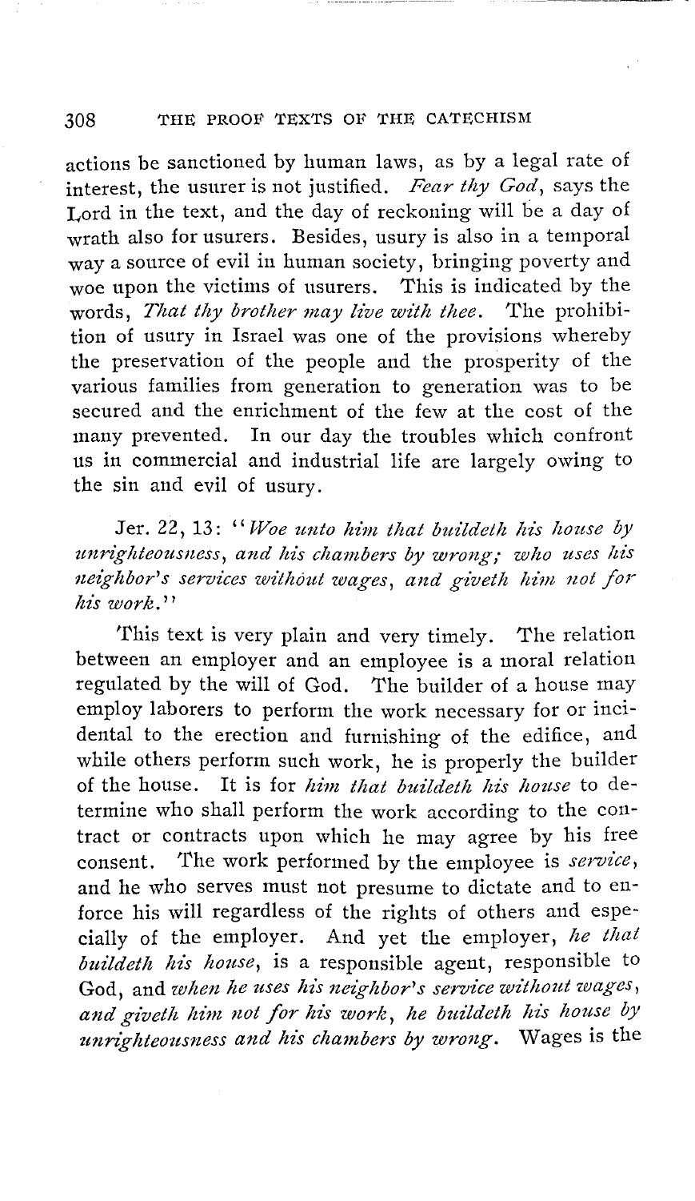actions be sanctioned by human laws, as by a legal rate of interest, the usurer is not justified. *Fear thy God*, says the Lord in the text, and the day of reckoning will be a day of wrath also for usurers. Besides, usury is also in a temporal way a source of evil in human society, bringing poverty and woe upon the victims of usurers. This is indicated by the words, *That thy brother may live with thee*. The prohibition of usury in Israel was one of the provisions whereby the preservation of the people and the prosperity of the various families from generation to generation was to be secured and the enrichment of the few at the cost of the many prevented. In our day the troubles which confront us in commercial and industrial life are largely owing to the sin and evil of usury.

Jer. 22, 13: "*Woe unto him that buildeth his house by unrighteousness, and his chambers by wrong; who uses his neighbor's services without wages, and giveth him not for his work.*"

This text is very plain and very timely. The relation between an employer and an employee is a moral relation regulated by the will of God. The builder of a house may employ laborers to perform the work necessary for or incidental to the erection and furnishing of the edifice, and while others perform such work, he is properly the builder of the house. It is for *him that buildeth his house* to determine who shall perform the work according to the contract or contracts upon which he may agree by his free consent. The work performed by the employee is *service*, and he who serves must not presume to dictate and to enforce his will regardless of the rights of others and especially of the employer. And yet the employer, *he that buildeth his house*, is a responsible agent, responsible to God, and *when he uses his neighbor's service without wages, and giveth him not for his work, he buildeth his house by unrighteousness and his chambers by wrong*. Wages is the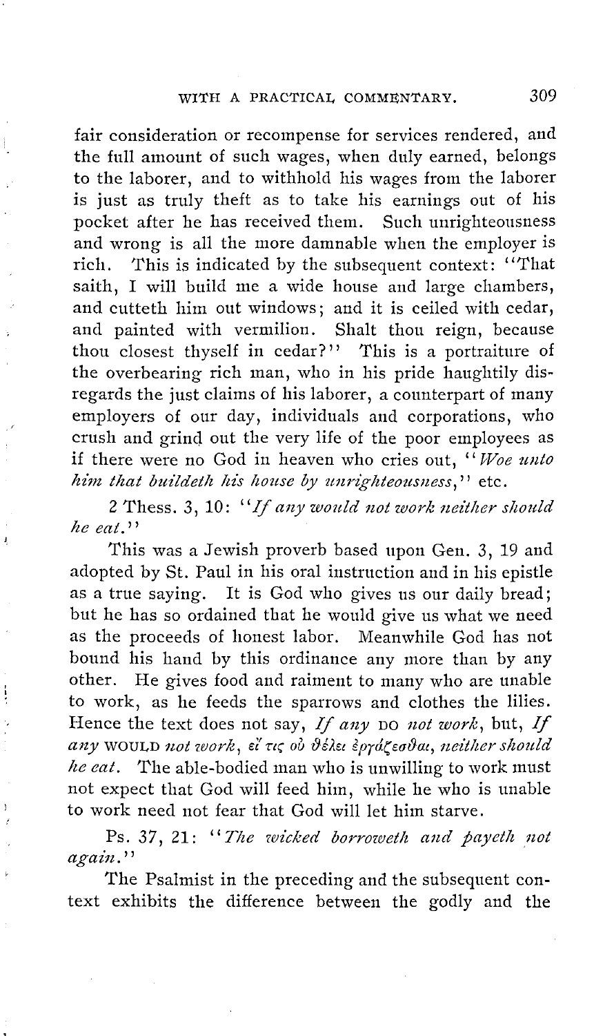fair consideration or recompense for services rendered, and the full amount of such wages, when duly earned, belongs to the laborer, and to withhold his wages from the laborer is just as truly theft as to take his earnings out of his pocket after he has received them. Such unrighteousness and wrong is all the more damnable when the employer is rich. This is indicated by the subsequent context: "That saith, I will build me a wide house and large chambers, and cutteth him out windows; and it is ceiled with cedar, and painted with vermilion. Shalt thou reign, because thou closest thyself in cedar?" This is a portraiture of the overbearing rich man, who in his pride haughtily disregards the just claims of his laborer, a counterpart of many employers of our day, individuals and corporations, who crush and grind out the very life of the poor employees as if there were no God in heaven who cries out, "*Woe unto him that buildeth his house by unrighteousness*," etc.

2 Thess. 3, 10: "*If any would not work neither should he eat.*"

This was a Jewish proverb based upon Gen. 3, 19 and adopted by St. Paul in his oral instruction and in his epistle as a true saying. It is God who gives us our daily bread; but he has so ordained that he would give us what we need as the proceeds of honest labor. Meanwhile God has not bound his hand by this ordinance any more than by any other. He gives food and raiment to many who are unable to work, as he feeds the sparrows and clothes the lilies. Hence the text does not say, *If any* DO *not work*, but, *If any* WOULD *not work*, *εἴ τις οὐ θέλει ἐργάζεσθαι*, *neither should he eat*. The able-bodied man who is unwilling to work must not expect that God will feed him, while he who is unable to work need not fear that God will let him starve.

Ps. 37, 21: "*The wicked borroweth and payeth not again.*"

The Psalmist in the preceding and the subsequent context exhibits the difference between the godly and the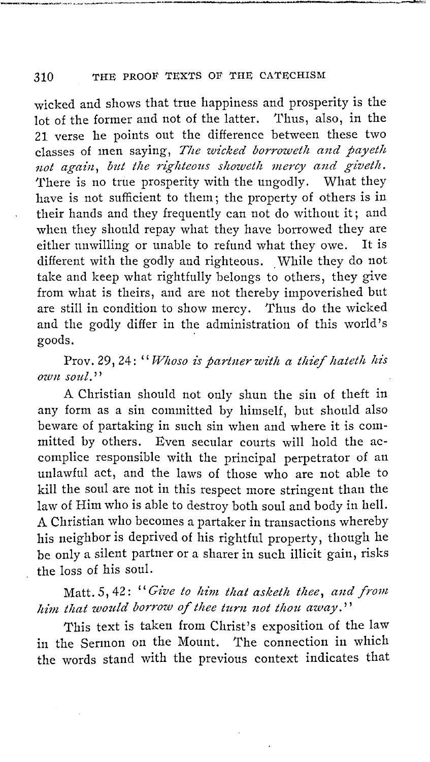wicked and shows that true happiness and prosperity is the lot of the former and not of the latter. Thus, also, in the 21 verse he points out the difference between these two classes of men saying, *The wicked borroweth and payeth not again, but the righteous showeth mercy and giveth.* There is no true prosperity with the ungodly. What they have is not sufficient to them; the property of others is in their hands and they frequently can not do without it; and when they should repay what they have borrowed they are either unwilling or unable to refund what they owe. It is different with the godly and righteous. While they do not take and keep what rightfully belongs to others, they give from what is theirs, and are not thereby impoverished but are still in condition to show mercy. Thus do the wicked and the godly differ in the administration of this world's goods.

Prov. 29, 24: "*Whoso is partner with a thief hateth his own soul.*"

A Christian should not only shun the sin of theft in any form as a sin committed by himself, but should also beware of partaking in such sin when and where it is committed by others. Even secular courts will hold the accomplice responsible with the principal perpetrator of an unlawful act, and the laws of those who are not able to kill the soul are not in this respect more stringent than the law of Him who is able to destroy both soul and body in hell. A Christian who becomes a partaker in transactions whereby his neighbor is deprived of his rightful property, though he be only a silent partner or a sharer in such illicit gain, risks the loss of his soul.

Matt. 5, 42: "*Give to him that asketh thee, and from him that would borrow of thee turn not thou away.*"

This text is taken from Christ's exposition of the law in the Sermon on the Mount. The connection in which the words stand with the previous context indicates that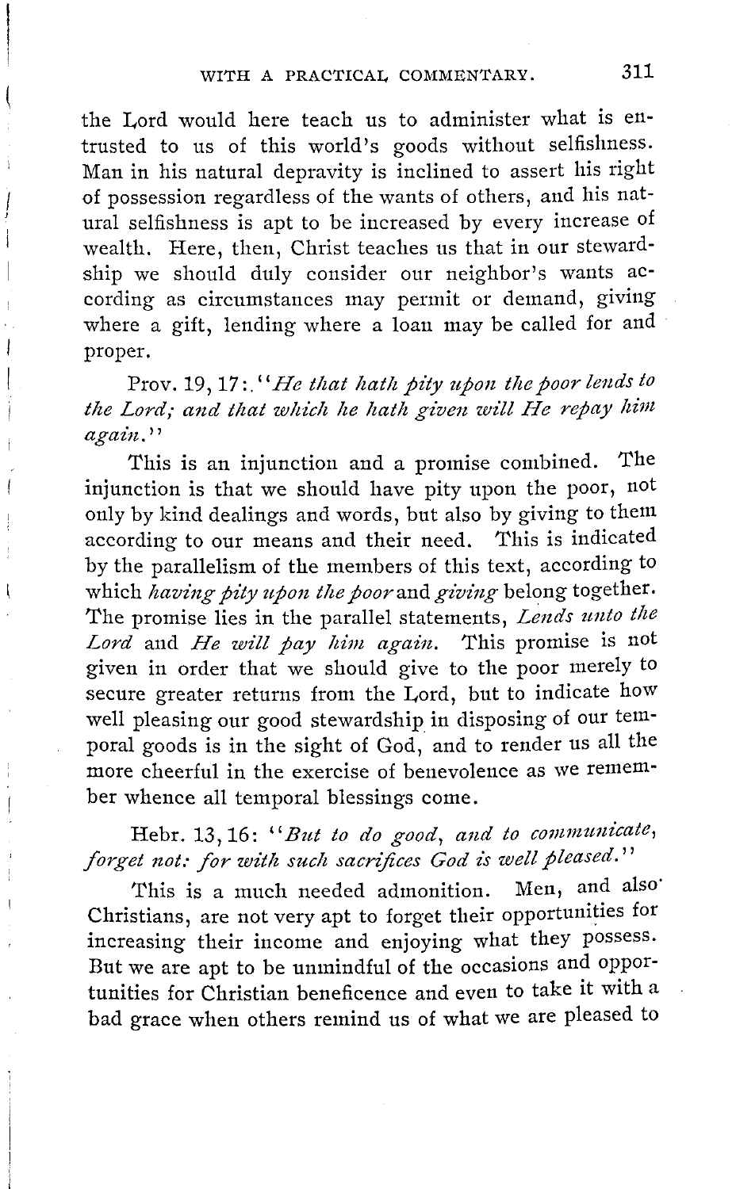the Lord would here teach us to administer what is entrusted to us of this world's goods without selfishness. Man in his natural depravity is inclined to assert his right of possession regardless of the wants of others, and his natural selfishness is apt to be increased by every increase of wealth. Here, then, Christ teaches us that in our stewardship we should duly consider our neighbor's wants according as circumstances may permit or demand, giving where a gift, lending where a loan may be called for and proper.

Prov. 19, 17:."*He that hath pity upon the poor lends to the Lord; and that which he hath given will He repay him again.*"

This is an injunction and a promise combined. The injunction is that we should have pity upon the poor, not only by kind dealings and words, but also by giving to them according to our means and their need. This is indicated by the parallelism of the members of this text, according to which *having pity upon the poor* and *giving* belong together. The promise lies in the parallel statements, *Lends unto the Lord* and *He will pay him again.* This promise is not given in order that we should give to the poor merely to secure greater returns from the Lord, but to indicate how well pleasing our good stewardship in disposing of our temporal goods is in the sight of God, and to render us all the more cheerful in the exercise of benevolence as we remember whence all temporal blessings come.

Hebr. 13, 16: "*But to do good, and to communicate, forget not: for with such sacrifices God is well pleased.*"

This is a much needed admonition. Men, and also Christians, are not very apt to forget their opportunities for increasing their income and enjoying what they possess. But we are apt to be unmindful of the occasions and opportunities for Christian beneficence and even to take it with a bad grace when others remind us of what we are pleased to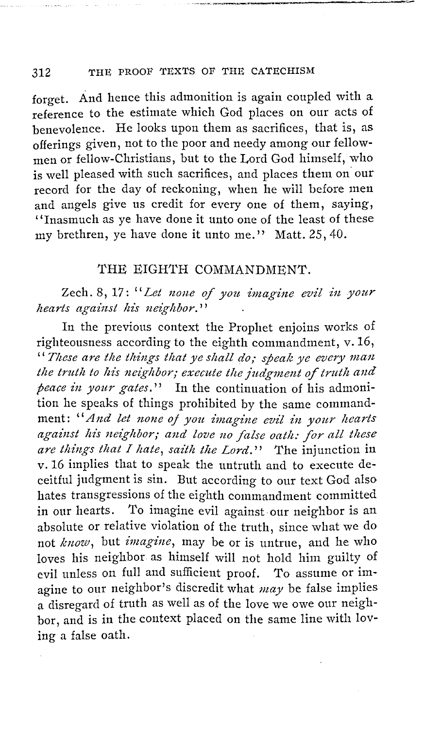forget. And hence this admonition is again coupled with a reference to the estimate which God places on our acts of benevolence. He looks upon them as sacrifices, that is, as offerings given, not to the poor and needy among our fellow-men or fellow-Christians, but to the Lord God himself, who is well pleased with such sacrifices, and places them on our record for the day of reckoning, when he will before men and angels give us credit for every one of them, saying, "Inasmuch as ye have done it unto one of the least of these my brethren, ye have done it unto me." Matt. 25, 40.

## THE EIGHTH COMMANDMENT.

Zech. 8, 17: "*Let none of you imagine evil in your hearts against his neighbor.*"

In the previous context the Prophet enjoins works of righteousness according to the eighth commandment, v. 16, "*These are the things that ye shall do; speak ye every man the truth to his neighbor; execute the judgment of truth and peace in your gates.*" In the continuation of his admonition he speaks of things prohibited by the same commandment: "*And let none of you imagine evil in your hearts against his neighbor; and love no false oath: for all these are things that I hate, saith the Lord.*" The injunction in v. 16 implies that to speak the untruth and to execute deceitful judgment is sin. But according to our text God also hates transgressions of the eighth commandment committed in our hearts. To imagine evil against our neighbor is an absolute or relative violation of the truth, since what we do not *know*, but *imagine*, may be or is untrue, and he who loves his neighbor as himself will not hold him guilty of evil unless on full and sufficient proof. To assume or imagine to our neighbor's discredit what *may* be false implies a disregard of truth as well as of the love we owe our neighbor, and is in the context placed on the same line with loving a false oath.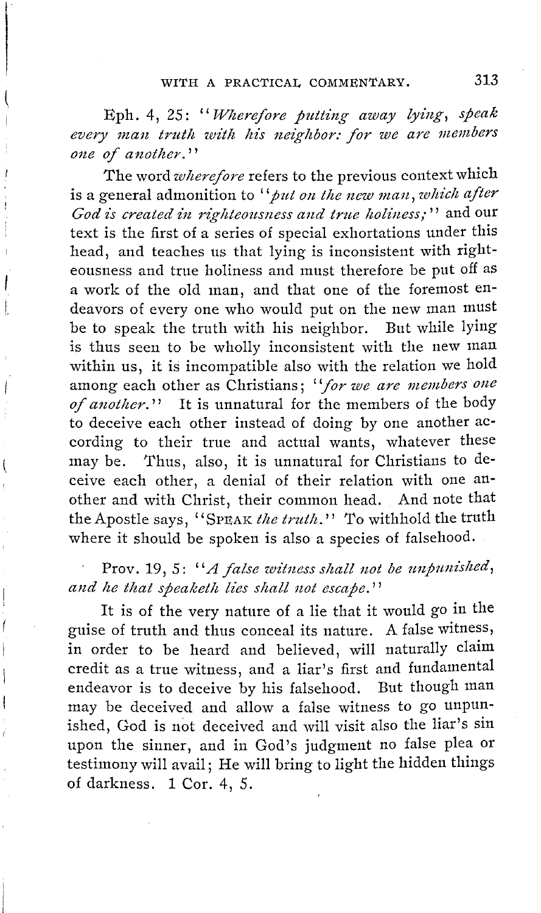Eph. 4, 25: "*Wherefore putting away lying, speak every man truth with his neighbor: for we are members one of another.*"

The word *wherefore* refers to the previous context which is a general admonition to "*put on the new man, which after God is created in righteousness and true holiness;*" and our text is the first of a series of special exhortations under this head, and teaches us that lying is inconsistent with righteousness and true holiness and must therefore be put off as a work of the old man, and that one of the foremost endeavors of every one who would put on the new man must be to speak the truth with his neighbor. But while lying is thus seen to be wholly inconsistent with the new man within us, it is incompatible also with the relation we hold among each other as Christians; "*for we are members one of another.*" It is unnatural for the members of the body to deceive each other instead of doing by one another according to their true and actual wants, whatever these may be. Thus, also, it is unnatural for Christians to deceive each other, a denial of their relation with one another and with Christ, their common head. And note that the Apostle says, "SPEAK *the truth.*" To withhold the truth where it should be spoken is also a species of falsehood.

Prov. 19, 5: "*A false witness shall not be unpunished, and he that speaketh lies shall not escape.*"

It is of the very nature of a lie that it would go in the guise of truth and thus conceal its nature. A false witness, in order to be heard and believed, will naturally claim credit as a true witness, and a liar's first and fundamental endeavor is to deceive by his falsehood. But though man may be deceived and allow a false witness to go unpunished, God is not deceived and will visit also the liar's sin upon the sinner, and in God's judgment no false plea or testimony will avail; He will bring to light the hidden things of darkness. 1 Cor. 4, 5.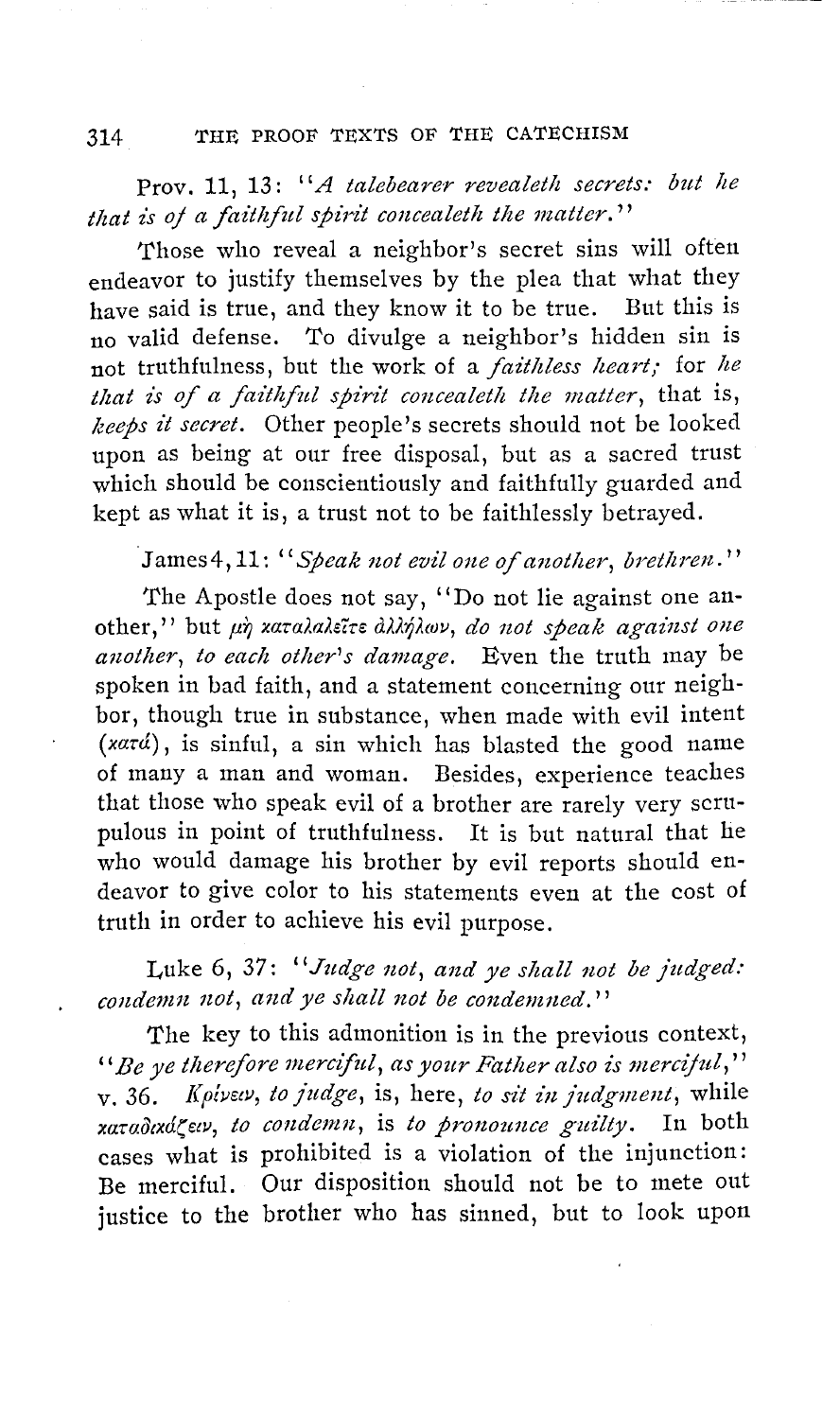Prov. 11, 13: "*A talebearer revealeth secrets: but he that is of a faithful spirit concealeth the matter.*"

Those who reveal a neighbor's secret sins will often endeavor to justify themselves by the plea that what they have said is true, and they know it to be true. But this is no valid defense. To divulge a neighbor's hidden sin is not truthfulness, but the work of a *faithless heart;* for *he that is of a faithful spirit concealeth the matter*, that is, *keeps it secret*. Other people's secrets should not be looked upon as being at our free disposal, but as a sacred trust which should be conscientiously and faithfully guarded and kept as what it is, a trust not to be faithlessly betrayed.

James 4, 11: "*Speak not evil one of another, brethren.*"

The Apostle does not say, "Do not lie against one another," but μὴ καταλαλεῖτε ἀλλήλων, *do not speak against one another, to each other's damage*. Even the truth may be spoken in bad faith, and a statement concerning our neighbor, though true in substance, when made with evil intent (κατά), is sinful, a sin which has blasted the good name of many a man and woman. Besides, experience teaches that those who speak evil of a brother are rarely very scrupulous in point of truthfulness. It is but natural that he who would damage his brother by evil reports should endeavor to give color to his statements even at the cost of truth in order to achieve his evil purpose.

Luke 6, 37: "*Judge not, and ye shall not be judged: condemn not, and ye shall not be condemned.*"

The key to this admonition is in the previous context, "*Be ye therefore merciful, as your Father also is merciful,*" v. 36. *Κρίνειν, to judge*, is, here, *to sit in judgment*, while καταδικάζειν, *to condemn*, is *to pronounce guilty*. In both cases what is prohibited is a violation of the injunction: Be merciful. Our disposition should not be to mete out justice to the brother who has sinned, but to look upon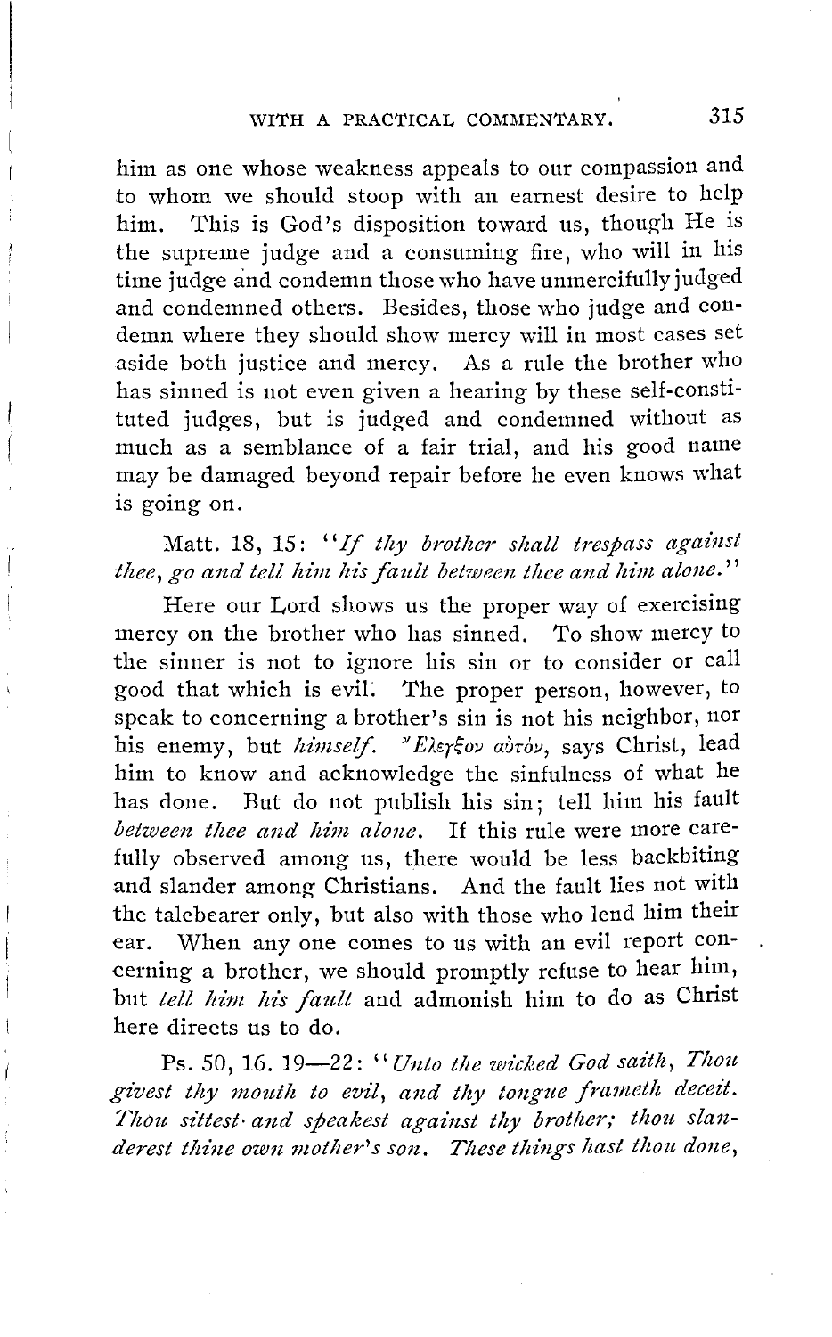him as one whose weakness appeals to our compassion and to whom we should stoop with an earnest desire to help him. This is God's disposition toward us, though He is the supreme judge and a consuming fire, who will in his time judge and condemn those who have unmercifully judged and condemned others. Besides, those who judge and condemn where they should show mercy will in most cases set aside both justice and mercy. As a rule the brother who has sinned is not even given a hearing by these self-constituted judges, but is judged and condemned without as much as a semblance of a fair trial, and his good name may be damaged beyond repair before he even knows what is going on.

Matt. 18, 15: "*If thy brother shall trespass against thee, go and tell him his fault between thee and him alone.*"

Here our Lord shows us the proper way of exercising mercy on the brother who has sinned. To show mercy to the sinner is not to ignore his sin or to consider or call good that which is evil. The proper person, however, to speak to concerning a brother's sin is not his neighbor, nor his enemy, but *himself*. Ἔλεγξον αὐτόν, says Christ, lead him to know and acknowledge the sinfulness of what he has done. But do not publish his sin; tell him his fault *between thee and him alone*. If this rule were more carefully observed among us, there would be less backbiting and slander among Christians. And the fault lies not with the talebearer only, but also with those who lend him their ear. When any one comes to us with an evil report concerning a brother, we should promptly refuse to hear him, but *tell him his fault* and admonish him to do as Christ here directs us to do.

Ps. 50, 16. 19—22: "*Unto the wicked God saith, Thou givest thy mouth to evil, and thy tongue frameth deceit. Thou sittest and speakest against thy brother; thou slanderest thine own mother's son. These things hast thou done,*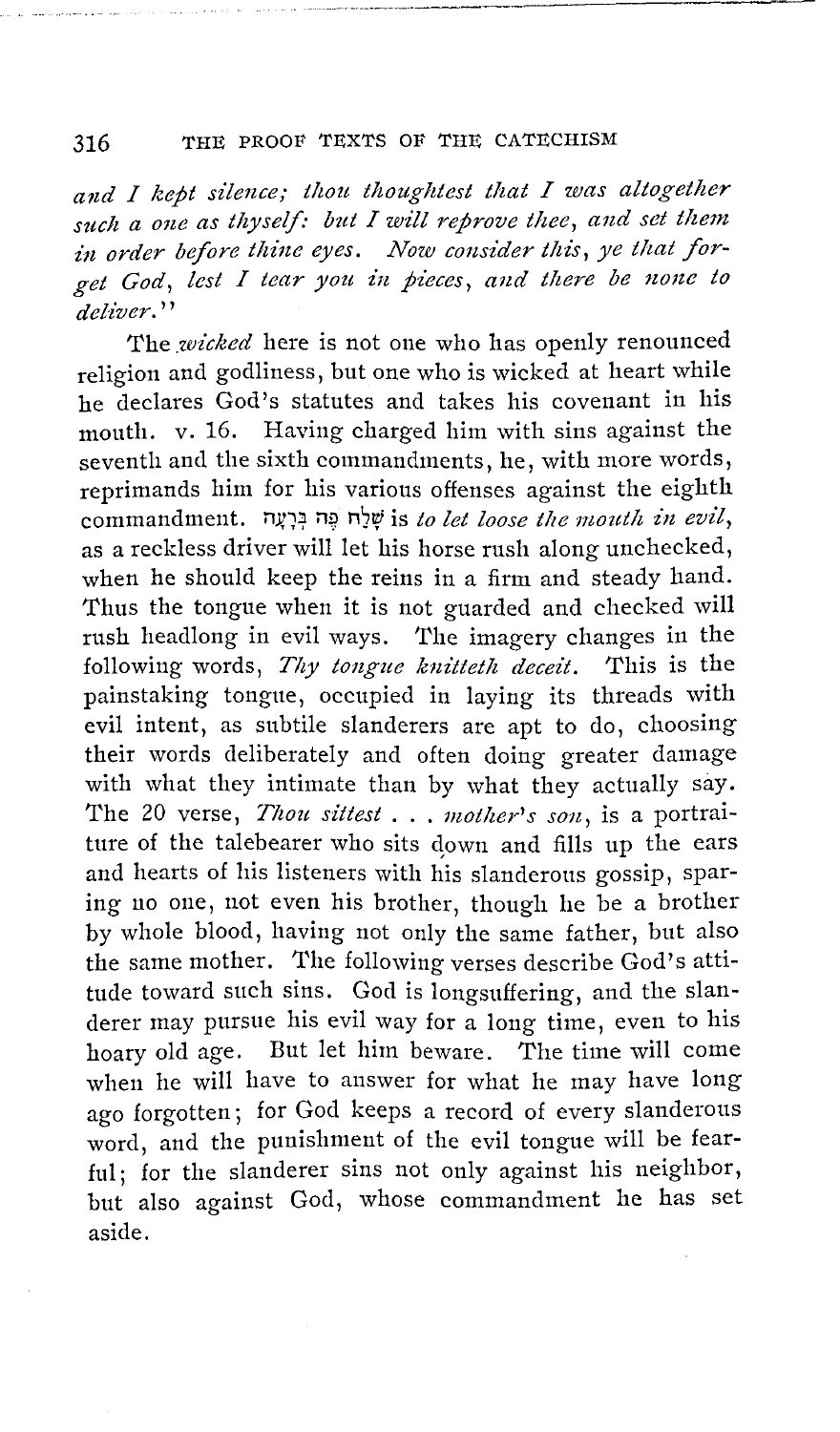*and I kept silence; thou thoughtest that I was altogether such a one as thyself: but I will reprove thee, and set them in order before thine eyes. Now consider this, ye that forget God, lest I tear you in pieces, and there be none to deliver.*"

The *wicked* here is not one who has openly renounced religion and godliness, but one who is wicked at heart while he declares God's statutes and takes his covenant in his mouth. v. 16. Having charged him with sins against the seventh and the sixth commandments, he, with more words, reprimands him for his various offenses against the eighth commandment. שָׁלַח פֶּה בְרָעָה is *to let loose the mouth in evil*, as a reckless driver will let his horse rush along unchecked, when he should keep the reins in a firm and steady hand. Thus the tongue when it is not guarded and checked will rush headlong in evil ways. The imagery changes in the following words, *Thy tongue knitteth deceit.* This is the painstaking tongue, occupied in laying its threads with evil intent, as subtile slanderers are apt to do, choosing their words deliberately and often doing greater damage with what they intimate than by what they actually say. The 20 verse, *Thou sittest . . . mother's son*, is a portraiture of the talebearer who sits down and fills up the ears and hearts of his listeners with his slanderous gossip, sparing no one, not even his brother, though he be a brother by whole blood, having not only the same father, but also the same mother. The following verses describe God's attitude toward such sins. God is longsuffering, and the slanderer may pursue his evil way for a long time, even to his hoary old age. But let him beware. The time will come when he will have to answer for what he may have long ago forgotten; for God keeps a record of every slanderous word, and the punishment of the evil tongue will be fearful; for the slanderer sins not only against his neighbor, but also against God, whose commandment he has set aside.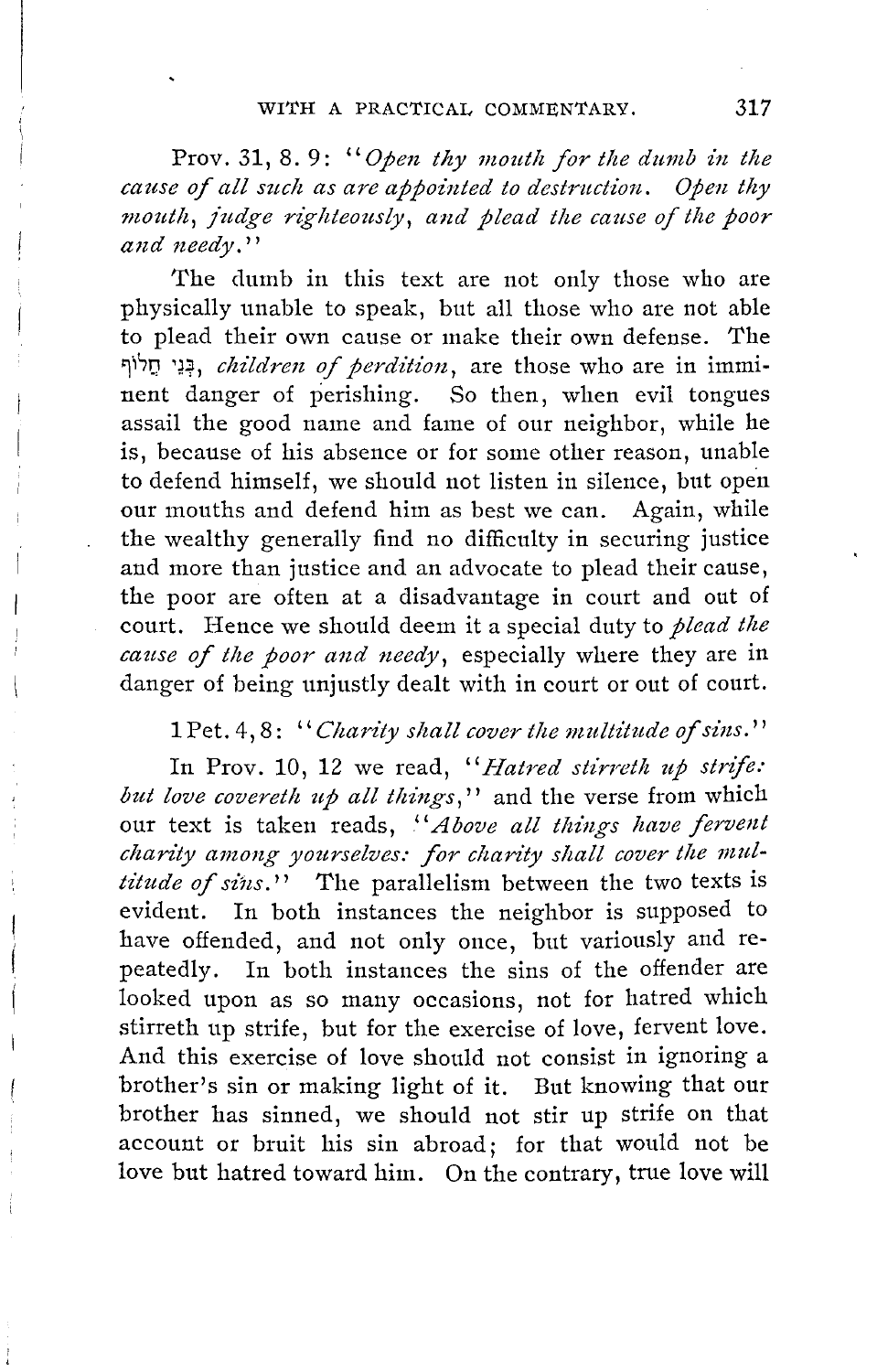Prov. 31, 8. 9: "*Open thy mouth for the dumb in the cause of all such as are appointed to destruction. Open thy mouth, judge righteously, and plead the cause of the poor and needy.*"

The dumb in this text are not only those who are physically unable to speak, but all those who are not able to plead their own cause or make their own defense. The בְּנֵי חֲלוֹף, *children of perdition*, are those who are in imminent danger of perishing. So then, when evil tongues assail the good name and fame of our neighbor, while he is, because of his absence or for some other reason, unable to defend himself, we should not listen in silence, but open our mouths and defend him as best we can. Again, while the wealthy generally find no difficulty in securing justice and more than justice and an advocate to plead their cause, the poor are often at a disadvantage in court and out of court. Hence we should deem it a special duty to *plead the cause of the poor and needy*, especially where they are in danger of being unjustly dealt with in court or out of court.

1 Pet. 4, 8: "*Charity shall cover the multitude of sins.*"

In Prov. 10, 12 we read, "*Hatred stirreth up strife: but love covereth up all things*," and the verse from which our text is taken reads, "*Above all things have fervent charity among yourselves: for charity shall cover the multitude of sins.*" The parallelism between the two texts is evident. In both instances the neighbor is supposed to have offended, and not only once, but variously and repeatedly. In both instances the sins of the offender are looked upon as so many occasions, not for hatred which stirreth up strife, but for the exercise of love, fervent love. And this exercise of love should not consist in ignoring a brother's sin or making light of it. But knowing that our brother has sinned, we should not stir up strife on that account or bruit his sin abroad; for that would not be love but hatred toward him. On the contrary, true love will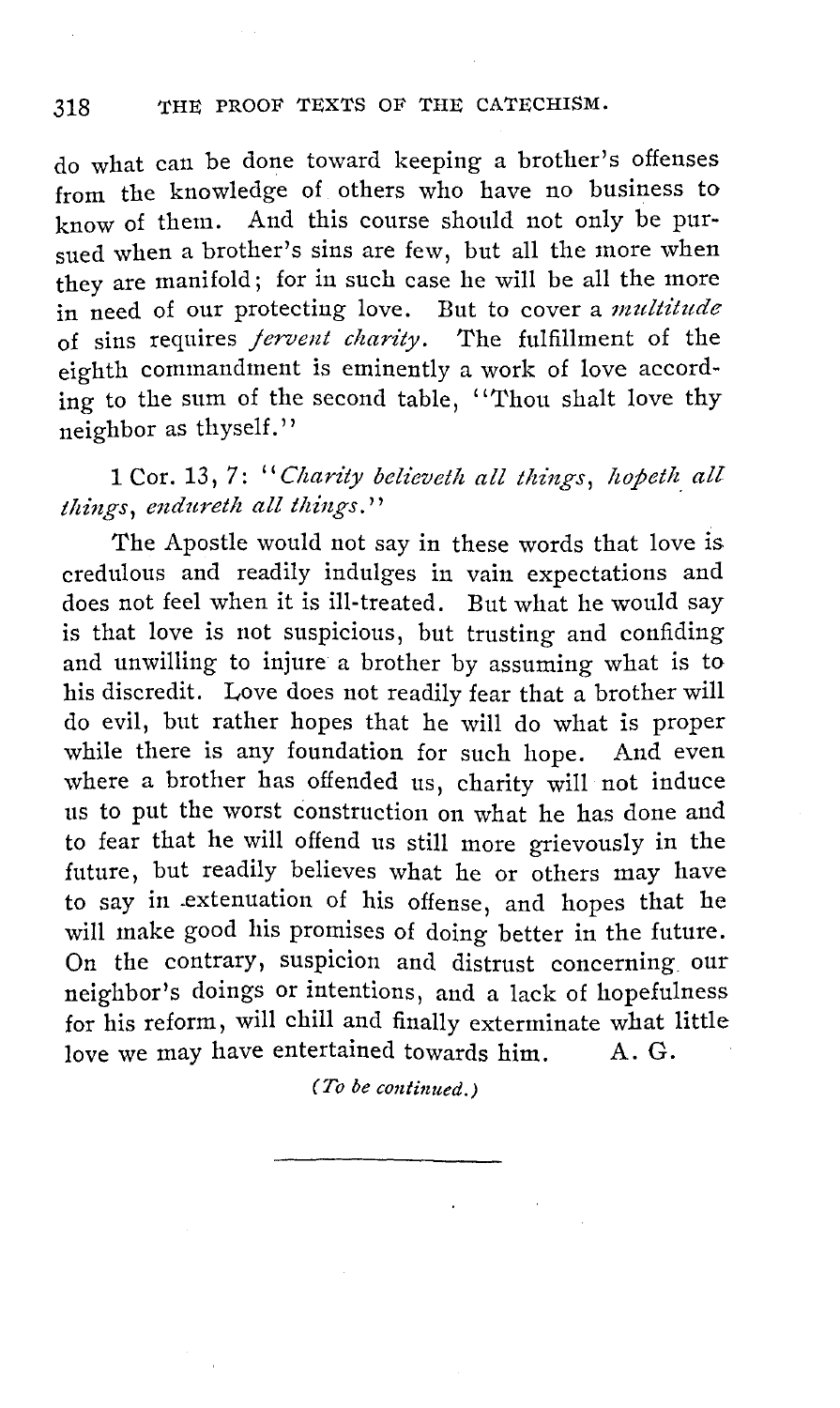do what can be done toward keeping a brother's offenses from the knowledge of others who have no business to know of them. And this course should not only be pursued when a brother's sins are few, but all the more when they are manifold; for in such case he will be all the more in need of our protecting love. But to cover a *multitude* of sins requires *fervent charity*. The fulfillment of the eighth commandment is eminently a work of love according to the sum of the second table, "Thou shalt love thy neighbor as thyself."

1 Cor. 13, 7: "*Charity believeth all things, hopeth all things, endureth all things.*"

The Apostle would not say in these words that love is credulous and readily indulges in vain expectations and does not feel when it is ill-treated. But what he would say is that love is not suspicious, but trusting and confiding and unwilling to injure a brother by assuming what is to his discredit. Love does not readily fear that a brother will do evil, but rather hopes that he will do what is proper while there is any foundation for such hope. And even where a brother has offended us, charity will not induce us to put the worst construction on what he has done and to fear that he will offend us still more grievously in the future, but readily believes what he or others may have to say in extenuation of his offense, and hopes that he will make good his promises of doing better in the future. On the contrary, suspicion and distrust concerning our neighbor's doings or intentions, and a lack of hopefulness for his reform, will chill and finally exterminate what little love we may have entertained towards him. A. G.

*(To be continued.)*